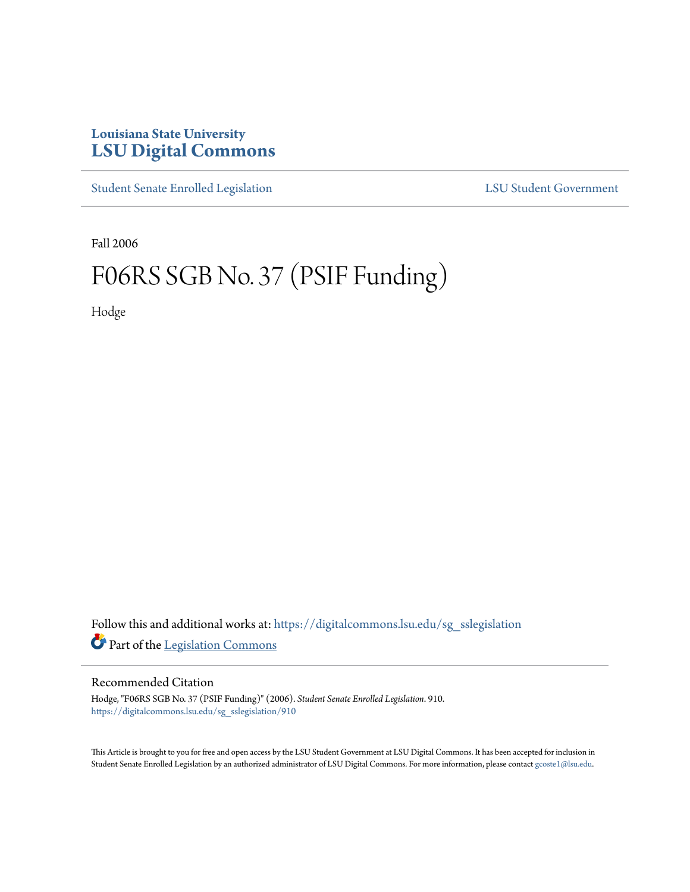# Louisiana State University
# LSU Digital Commons

Student Senate Enrolled Legislation | LSU Student Government

Fall 2006

# F06RS SGB No. 37 (PSIF Funding)

Hodge

Follow this and additional works at: https://digitalcommons.lsu.edu/sg_sslegislation

Part of the Legislation Commons

## Recommended Citation

Hodge, "F06RS SGB No. 37 (PSIF Funding)" (2006). *Student Senate Enrolled Legislation*. 910.
https://digitalcommons.lsu.edu/sg_sslegislation/910

This Article is brought to you for free and open access by the LSU Student Government at LSU Digital Commons. It has been accepted for inclusion in Student Senate Enrolled Legislation by an authorized administrator of LSU Digital Commons. For more information, please contact gcoste1@lsu.edu.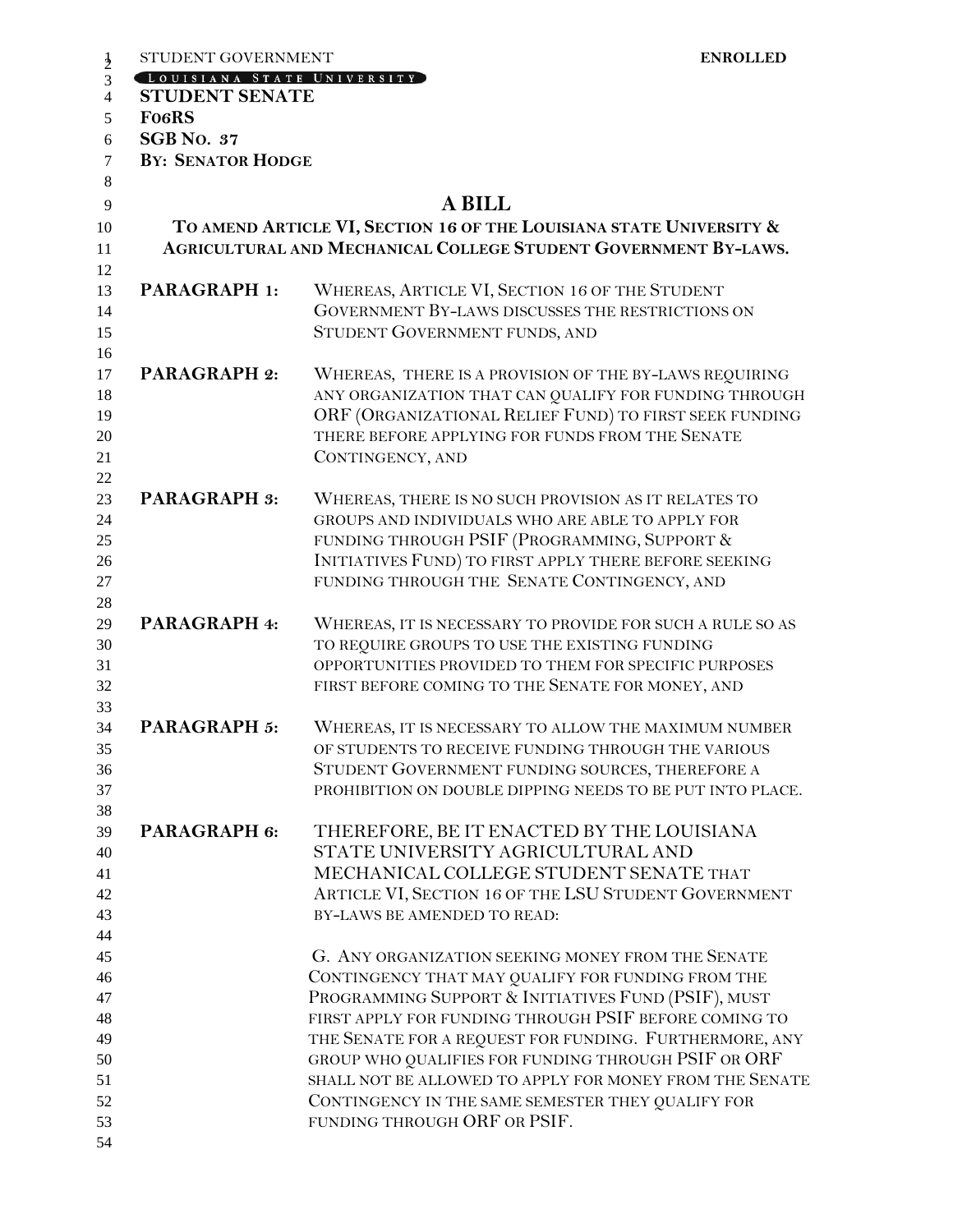STUDENT GOVERNMENT **ENROLLED**

LOUISIANA STATE UNIVERSITY

**STUDENT SENATE**

**F06RS**

**SGB NO. 37**

**BY: SENATOR HODGE**

# A BILL

**TO AMEND ARTICLE VI, SECTION 16 OF THE LOUISIANA STATE UNIVERSITY & AGRICULTURAL AND MECHANICAL COLLEGE STUDENT GOVERNMENT BY-LAWS.**

**PARAGRAPH 1:** WHEREAS, ARTICLE VI, SECTION 16 OF THE STUDENT GOVERNMENT BY-LAWS DISCUSSES THE RESTRICTIONS ON STUDENT GOVERNMENT FUNDS, AND

**PARAGRAPH 2:** WHEREAS, THERE IS A PROVISION OF THE BY-LAWS REQUIRING ANY ORGANIZATION THAT CAN QUALIFY FOR FUNDING THROUGH ORF (ORGANIZATIONAL RELIEF FUND) TO FIRST SEEK FUNDING THERE BEFORE APPLYING FOR FUNDS FROM THE SENATE CONTINGENCY, AND

**PARAGRAPH 3:** WHEREAS, THERE IS NO SUCH PROVISION AS IT RELATES TO GROUPS AND INDIVIDUALS WHO ARE ABLE TO APPLY FOR FUNDING THROUGH PSIF (PROGRAMMING, SUPPORT & INITIATIVES FUND) TO FIRST APPLY THERE BEFORE SEEKING FUNDING THROUGH THE SENATE CONTINGENCY, AND

**PARAGRAPH 4:** WHEREAS, IT IS NECESSARY TO PROVIDE FOR SUCH A RULE SO AS TO REQUIRE GROUPS TO USE THE EXISTING FUNDING OPPORTUNITIES PROVIDED TO THEM FOR SPECIFIC PURPOSES FIRST BEFORE COMING TO THE SENATE FOR MONEY, AND

**PARAGRAPH 5:** WHEREAS, IT IS NECESSARY TO ALLOW THE MAXIMUM NUMBER OF STUDENTS TO RECEIVE FUNDING THROUGH THE VARIOUS STUDENT GOVERNMENT FUNDING SOURCES, THEREFORE A PROHIBITION ON DOUBLE DIPPING NEEDS TO BE PUT INTO PLACE.

**PARAGRAPH 6:** THEREFORE, BE IT ENACTED BY THE LOUISIANA STATE UNIVERSITY AGRICULTURAL AND MECHANICAL COLLEGE STUDENT SENATE THAT ARTICLE VI, SECTION 16 OF THE LSU STUDENT GOVERNMENT BY-LAWS BE AMENDED TO READ:

G. ANY ORGANIZATION SEEKING MONEY FROM THE SENATE CONTINGENCY THAT MAY QUALIFY FOR FUNDING FROM THE PROGRAMMING SUPPORT & INITIATIVES FUND (PSIF), MUST FIRST APPLY FOR FUNDING THROUGH PSIF BEFORE COMING TO THE SENATE FOR A REQUEST FOR FUNDING. FURTHERMORE, ANY GROUP WHO QUALIFIES FOR FUNDING THROUGH PSIF OR ORF SHALL NOT BE ALLOWED TO APPLY FOR MONEY FROM THE SENATE CONTINGENCY IN THE SAME SEMESTER THEY QUALIFY FOR FUNDING THROUGH ORF OR PSIF.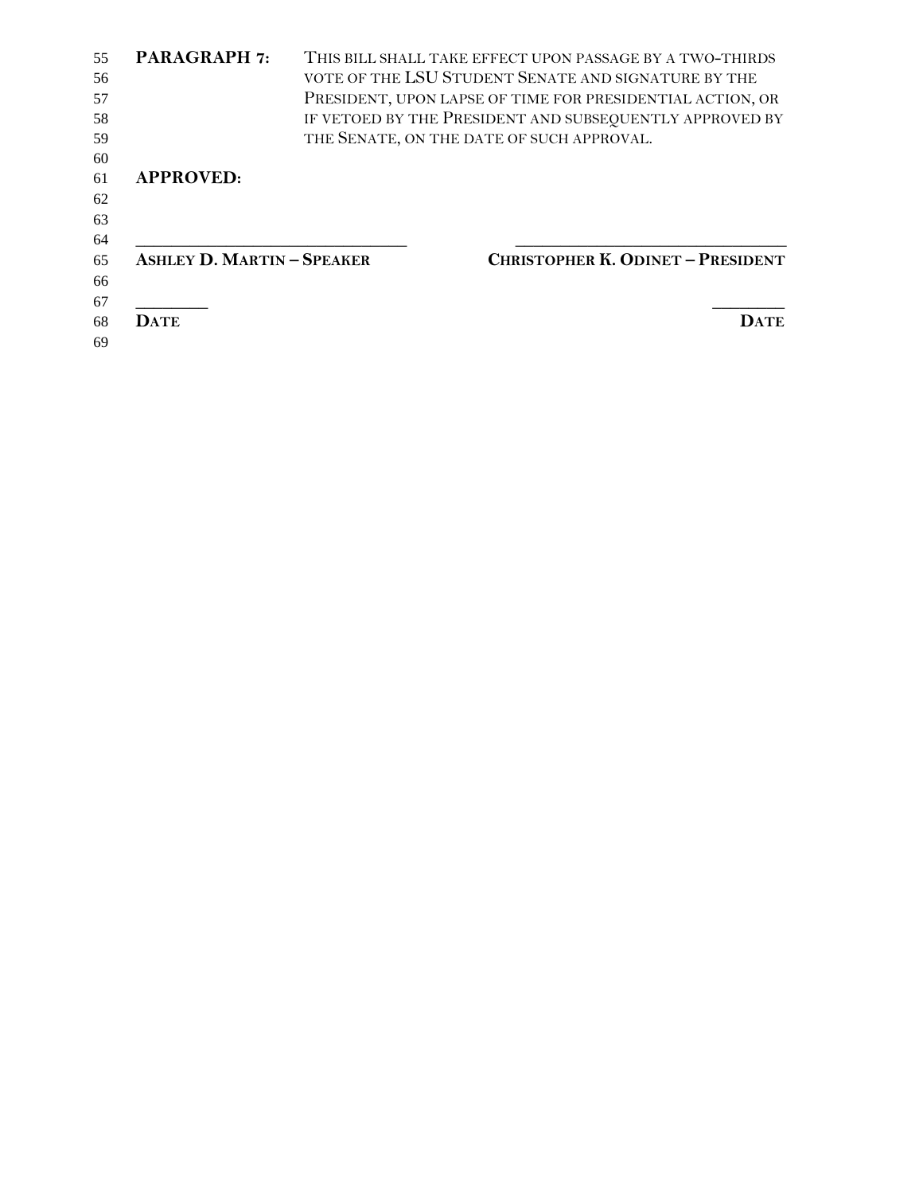**PARAGRAPH 7:** THIS BILL SHALL TAKE EFFECT UPON PASSAGE BY A TWO-THIRDS VOTE OF THE LSU STUDENT SENATE AND SIGNATURE BY THE PRESIDENT, UPON LAPSE OF TIME FOR PRESIDENTIAL ACTION, OR IF VETOED BY THE PRESIDENT AND SUBSEQUENTLY APPROVED BY THE SENATE, ON THE DATE OF SUCH APPROVAL.

**APPROVED:**

| | |
|---|---|
| \_\_\_\_\_\_\_\_\_\_\_\_\_\_\_\_\_\_\_\_\_\_\_\_\_\_\_\_\_\_ | \_\_\_\_\_\_\_\_\_\_\_\_\_\_\_\_\_\_\_\_\_\_\_\_\_\_\_\_\_\_ |
| **ASHLEY D. MARTIN – SPEAKER** | **CHRISTOPHER K. ODINET – PRESIDENT** |
| \_\_\_\_\_\_\_\_ | \_\_\_\_\_\_\_\_ |
| **DATE** | **DATE** |